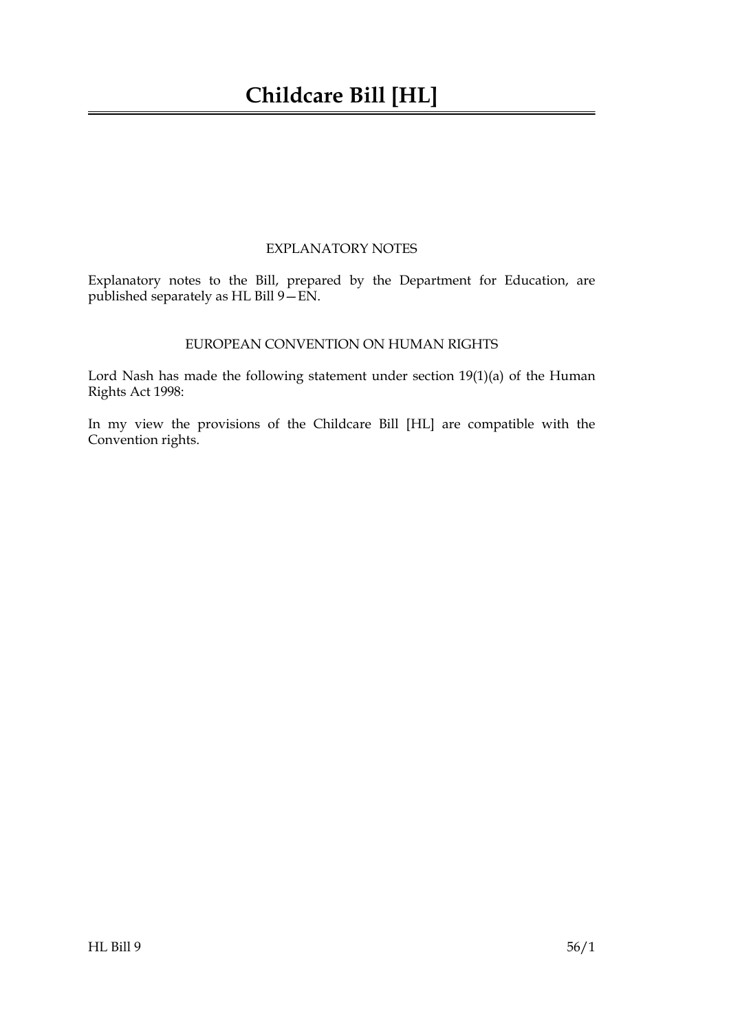# Childcare Bill [HL]

## EXPLANATORY NOTES

Explanatory notes to the Bill, prepared by the Department for Education, are published separately as HL Bill 9—EN.

## EUROPEAN CONVENTION ON HUMAN RIGHTS

Lord Nash has made the following statement under section 19(1)(a) of the Human Rights Act 1998:

In my view the provisions of the Childcare Bill [HL] are compatible with the Convention rights.

HL Bill 9 56/1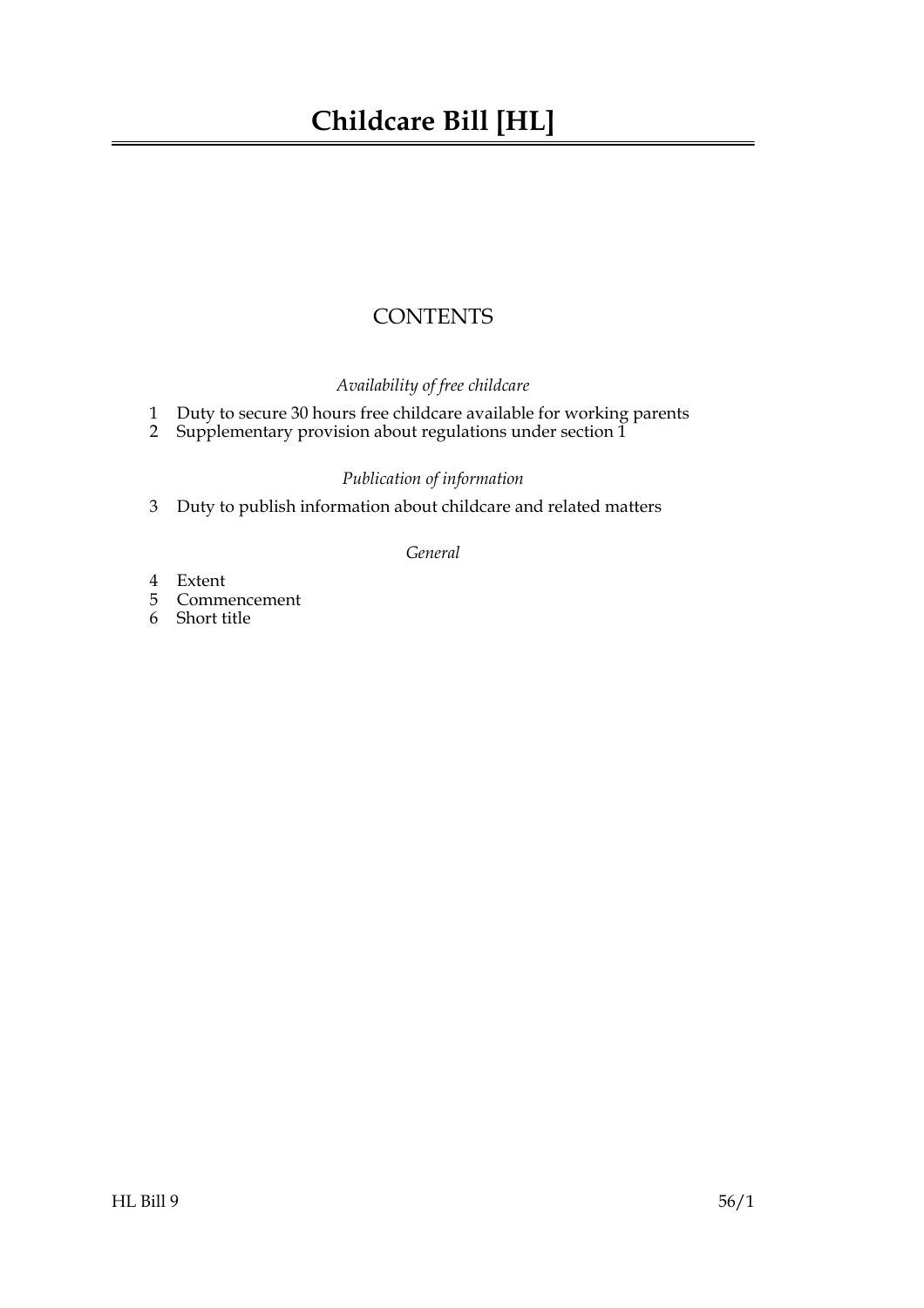# Childcare Bill [HL]

## CONTENTS

*Availability of free childcare*

1 Duty to secure 30 hours free childcare available for working parents
2 Supplementary provision about regulations under section 1

*Publication of information*

3 Duty to publish information about childcare and related matters

*General*

4 Extent
5 Commencement
6 Short title

HL Bill 9 56/1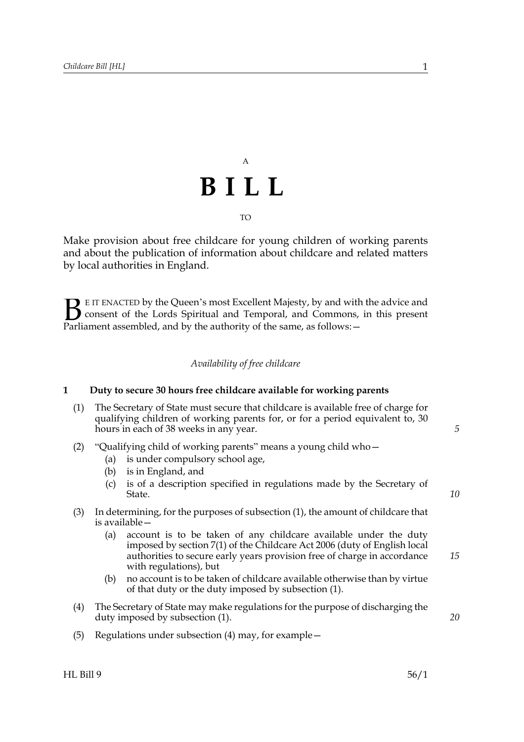A

# BILL

TO

Make provision about free childcare for young children of working parents and about the publication of information about childcare and related matters by local authorities in England.

BE IT ENACTED by the Queen's most Excellent Majesty, by and with the advice and consent of the Lords Spiritual and Temporal, and Commons, in this present Parliament assembled, and by the authority of the same, as follows:—

*Availability of free childcare*

**1 Duty to secure 30 hours free childcare available for working parents**

(1) The Secretary of State must secure that childcare is available free of charge for qualifying children of working parents for, or for a period equivalent to, 30 hours in each of 38 weeks in any year.

(2) "Qualifying child of working parents" means a young child who—

(a) is under compulsory school age,

(b) is in England, and

(c) is of a description specified in regulations made by the Secretary of State.

(3) In determining, for the purposes of subsection (1), the amount of childcare that is available—

(a) account is to be taken of any childcare available under the duty imposed by section 7(1) of the Childcare Act 2006 (duty of English local authorities to secure early years provision free of charge in accordance with regulations), but

(b) no account is to be taken of childcare available otherwise than by virtue of that duty or the duty imposed by subsection (1).

(4) The Secretary of State may make regulations for the purpose of discharging the duty imposed by subsection (1).

(5) Regulations under subsection (4) may, for example—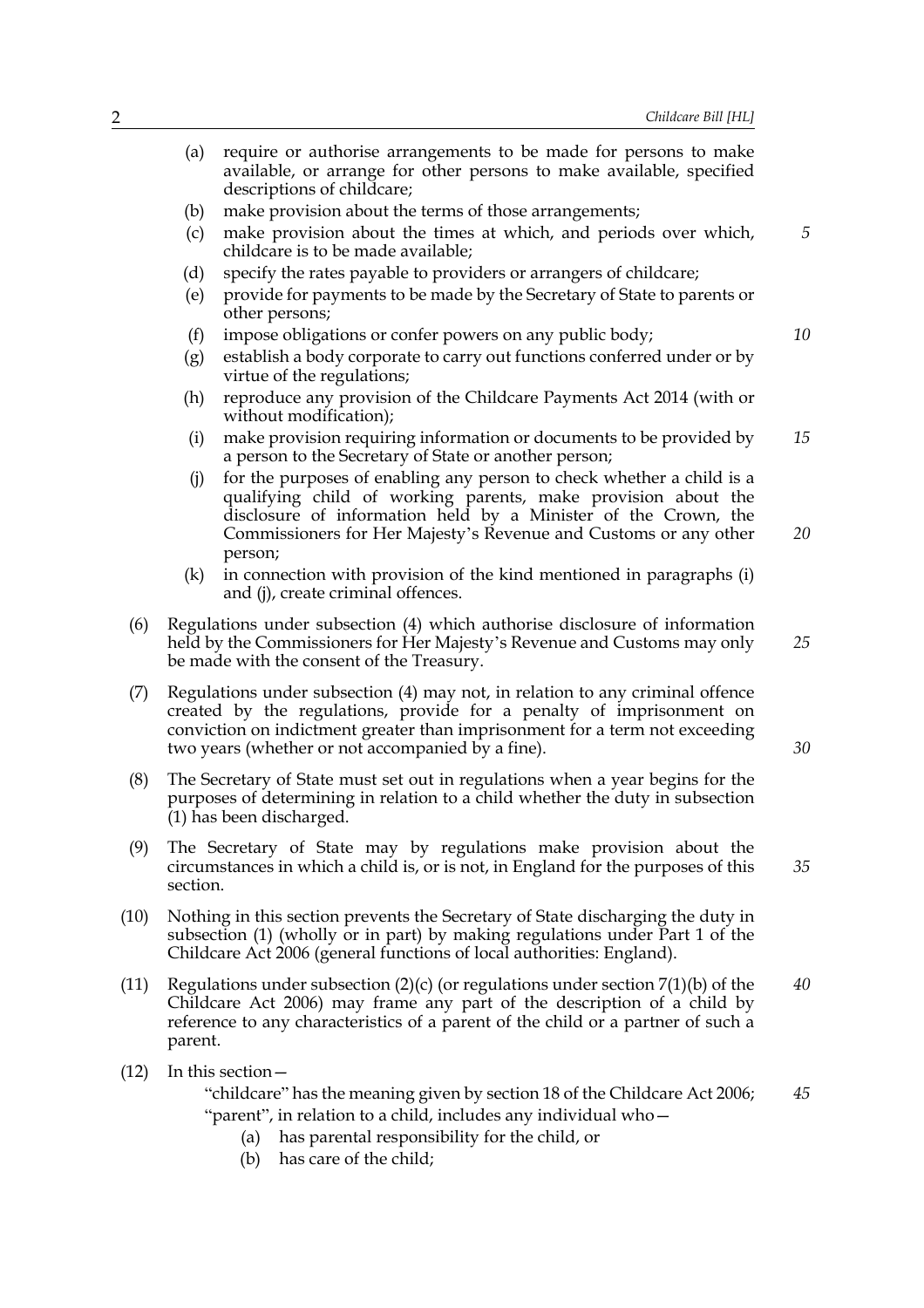(a) require or authorise arrangements to be made for persons to make available, or arrange for other persons to make available, specified descriptions of childcare;

(b) make provision about the terms of those arrangements;

(c) make provision about the times at which, and periods over which, childcare is to be made available;

(d) specify the rates payable to providers or arrangers of childcare;

(e) provide for payments to be made by the Secretary of State to parents or other persons;

(f) impose obligations or confer powers on any public body;

(g) establish a body corporate to carry out functions conferred under or by virtue of the regulations;

(h) reproduce any provision of the Childcare Payments Act 2014 (with or without modification);

(i) make provision requiring information or documents to be provided by a person to the Secretary of State or another person;

(j) for the purposes of enabling any person to check whether a child is a qualifying child of working parents, make provision about the disclosure of information held by a Minister of the Crown, the Commissioners for Her Majesty's Revenue and Customs or any other person;

(k) in connection with provision of the kind mentioned in paragraphs (i) and (j), create criminal offences.

(6) Regulations under subsection (4) which authorise disclosure of information held by the Commissioners for Her Majesty's Revenue and Customs may only be made with the consent of the Treasury.

(7) Regulations under subsection (4) may not, in relation to any criminal offence created by the regulations, provide for a penalty of imprisonment on conviction on indictment greater than imprisonment for a term not exceeding two years (whether or not accompanied by a fine).

(8) The Secretary of State must set out in regulations when a year begins for the purposes of determining in relation to a child whether the duty in subsection (1) has been discharged.

(9) The Secretary of State may by regulations make provision about the circumstances in which a child is, or is not, in England for the purposes of this section.

(10) Nothing in this section prevents the Secretary of State discharging the duty in subsection (1) (wholly or in part) by making regulations under Part 1 of the Childcare Act 2006 (general functions of local authorities: England).

(11) Regulations under subsection (2)(c) (or regulations under section 7(1)(b) of the Childcare Act 2006) may frame any part of the description of a child by reference to any characteristics of a parent of the child or a partner of such a parent.

(12) In this section—

"childcare" has the meaning given by section 18 of the Childcare Act 2006;

"parent", in relation to a child, includes any individual who—

(a) has parental responsibility for the child, or

(b) has care of the child;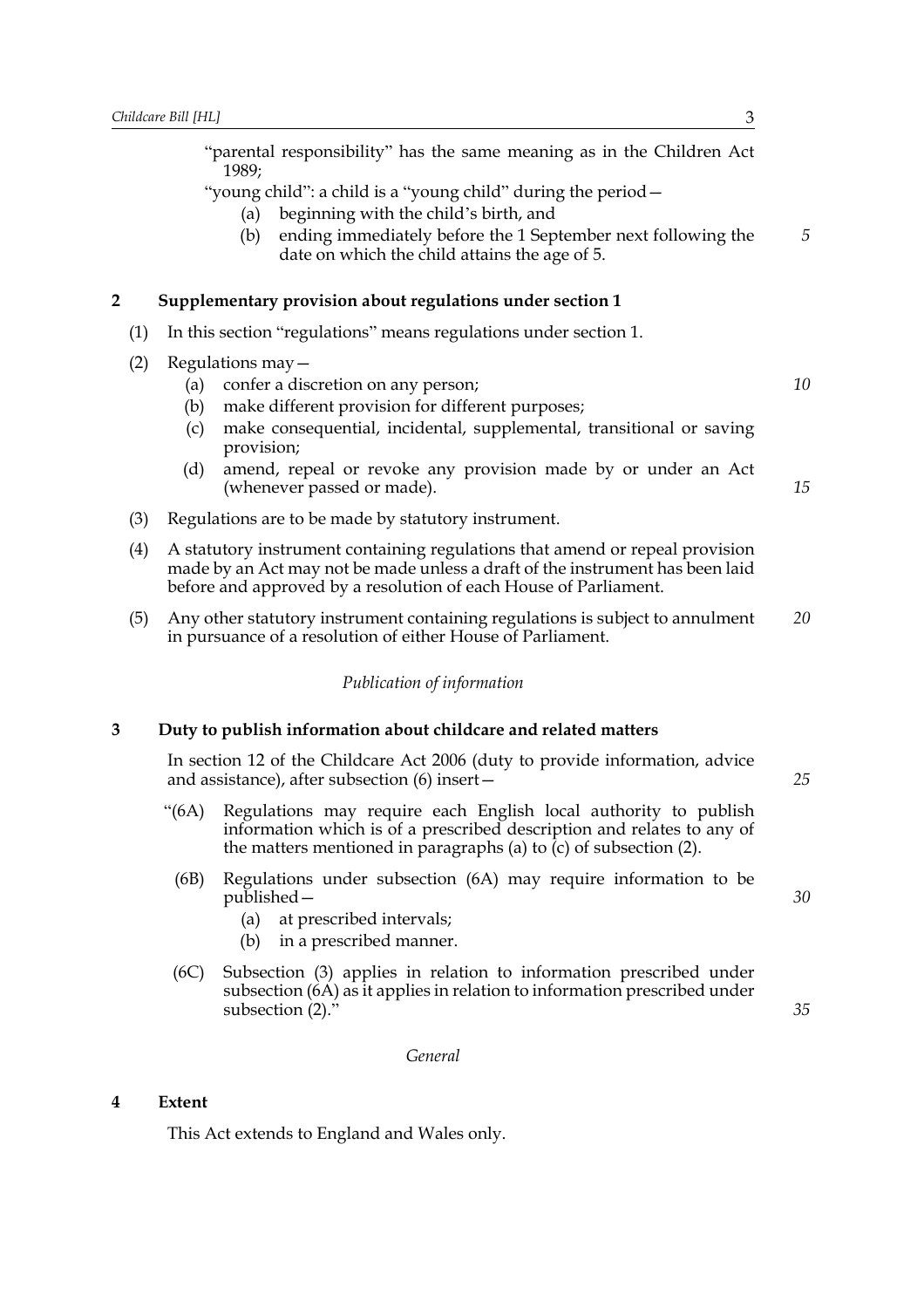"parental responsibility" has the same meaning as in the Children Act 1989;

"young child": a child is a "young child" during the period—

(a) beginning with the child's birth, and
(b) ending immediately before the 1 September next following the date on which the child attains the age of 5.

## 2 Supplementary provision about regulations under section 1

(1) In this section "regulations" means regulations under section 1.

(2) Regulations may—

(a) confer a discretion on any person;
(b) make different provision for different purposes;
(c) make consequential, incidental, supplemental, transitional or saving provision;
(d) amend, repeal or revoke any provision made by or under an Act (whenever passed or made).

(3) Regulations are to be made by statutory instrument.

(4) A statutory instrument containing regulations that amend or repeal provision made by an Act may not be made unless a draft of the instrument has been laid before and approved by a resolution of each House of Parliament.

(5) Any other statutory instrument containing regulations is subject to annulment in pursuance of a resolution of either House of Parliament.

*Publication of information*

## 3 Duty to publish information about childcare and related matters

In section 12 of the Childcare Act 2006 (duty to provide information, advice and assistance), after subsection (6) insert—

"(6A) Regulations may require each English local authority to publish information which is of a prescribed description and relates to any of the matters mentioned in paragraphs (a) to (c) of subsection (2).

(6B) Regulations under subsection (6A) may require information to be published—

(a) at prescribed intervals;
(b) in a prescribed manner.

(6C) Subsection (3) applies in relation to information prescribed under subsection (6A) as it applies in relation to information prescribed under subsection (2)."

*General*

## 4 Extent

This Act extends to England and Wales only.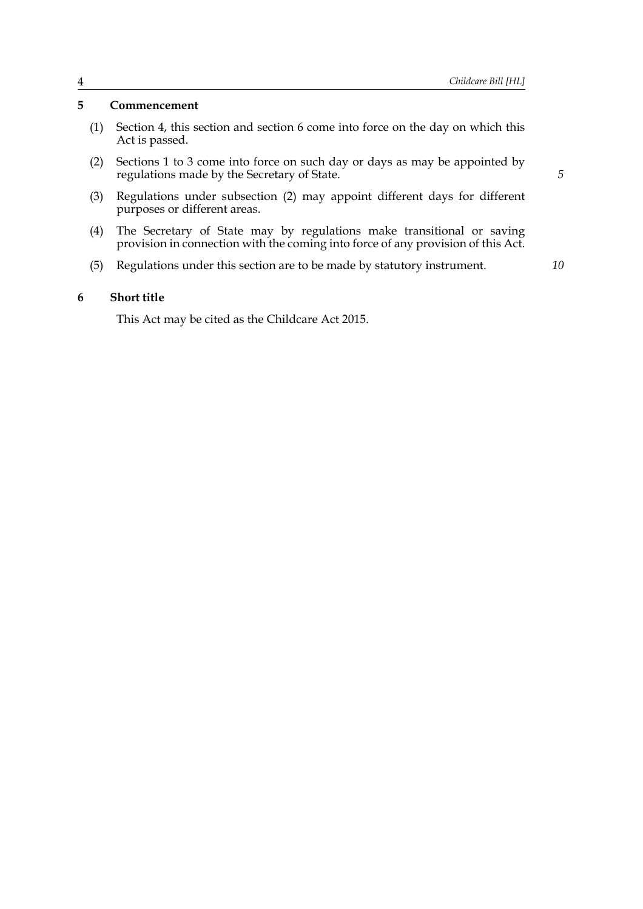## 5 Commencement

(1) Section 4, this section and section 6 come into force on the day on which this Act is passed.

(2) Sections 1 to 3 come into force on such day or days as may be appointed by regulations made by the Secretary of State.

(3) Regulations under subsection (2) may appoint different days for different purposes or different areas.

(4) The Secretary of State may by regulations make transitional or saving provision in connection with the coming into force of any provision of this Act.

(5) Regulations under this section are to be made by statutory instrument.

## 6 Short title

This Act may be cited as the Childcare Act 2015.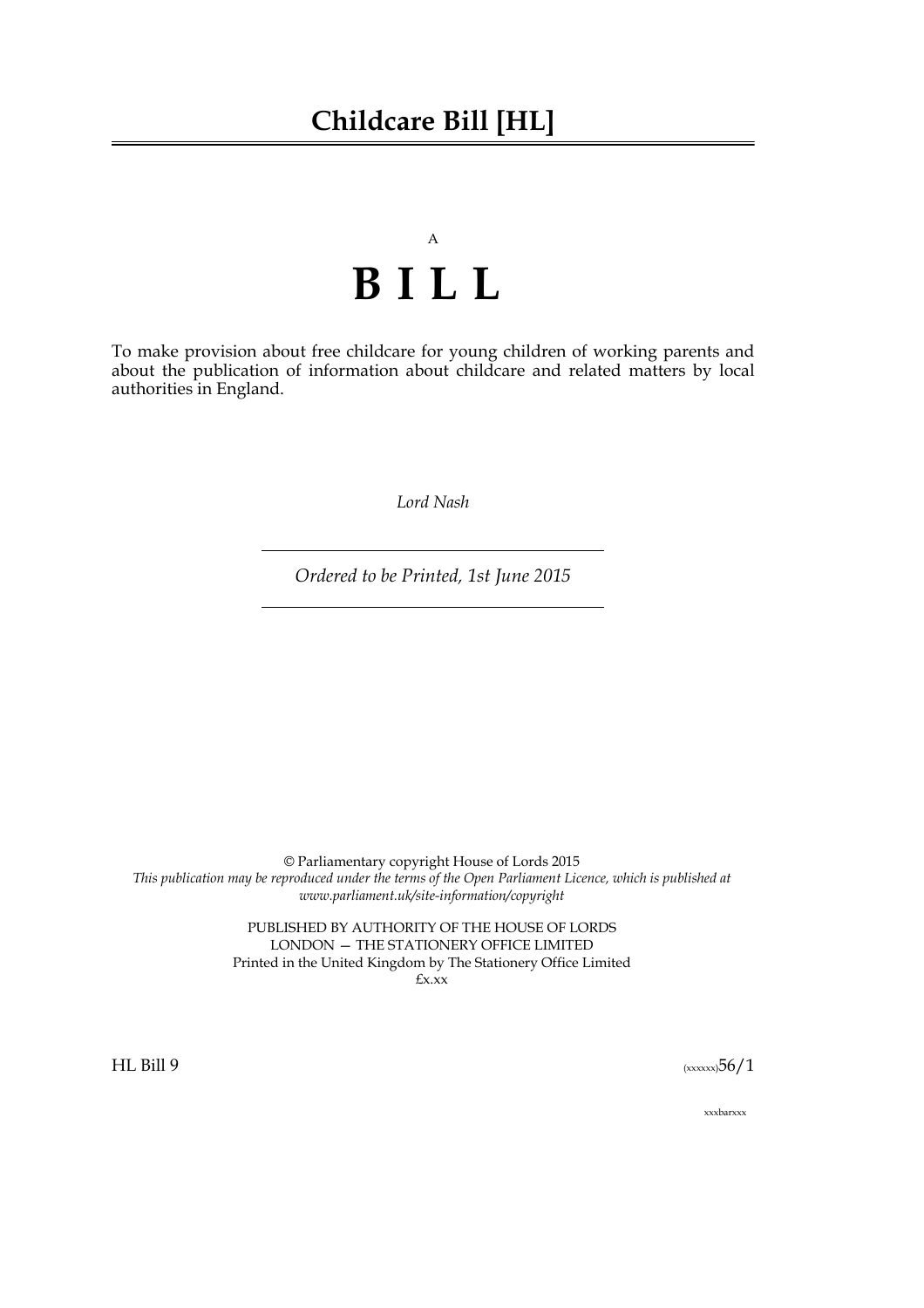# Childcare Bill [HL]

A

# B I L L

To make provision about free childcare for young children of working parents and about the publication of information about childcare and related matters by local authorities in England.

*Lord Nash*

*Ordered to be Printed, 1st June 2015*

© Parliamentary copyright House of Lords 2015
*This publication may be reproduced under the terms of the Open Parliament Licence, which is published at www.parliament.uk/site-information/copyright*

PUBLISHED BY AUTHORITY OF THE HOUSE OF LORDS
LONDON — THE STATIONERY OFFICE LIMITED
Printed in the United Kingdom by The Stationery Office Limited
£x.xx

HL Bill 9 (xxxxxx)56/1

xxxbarxxx